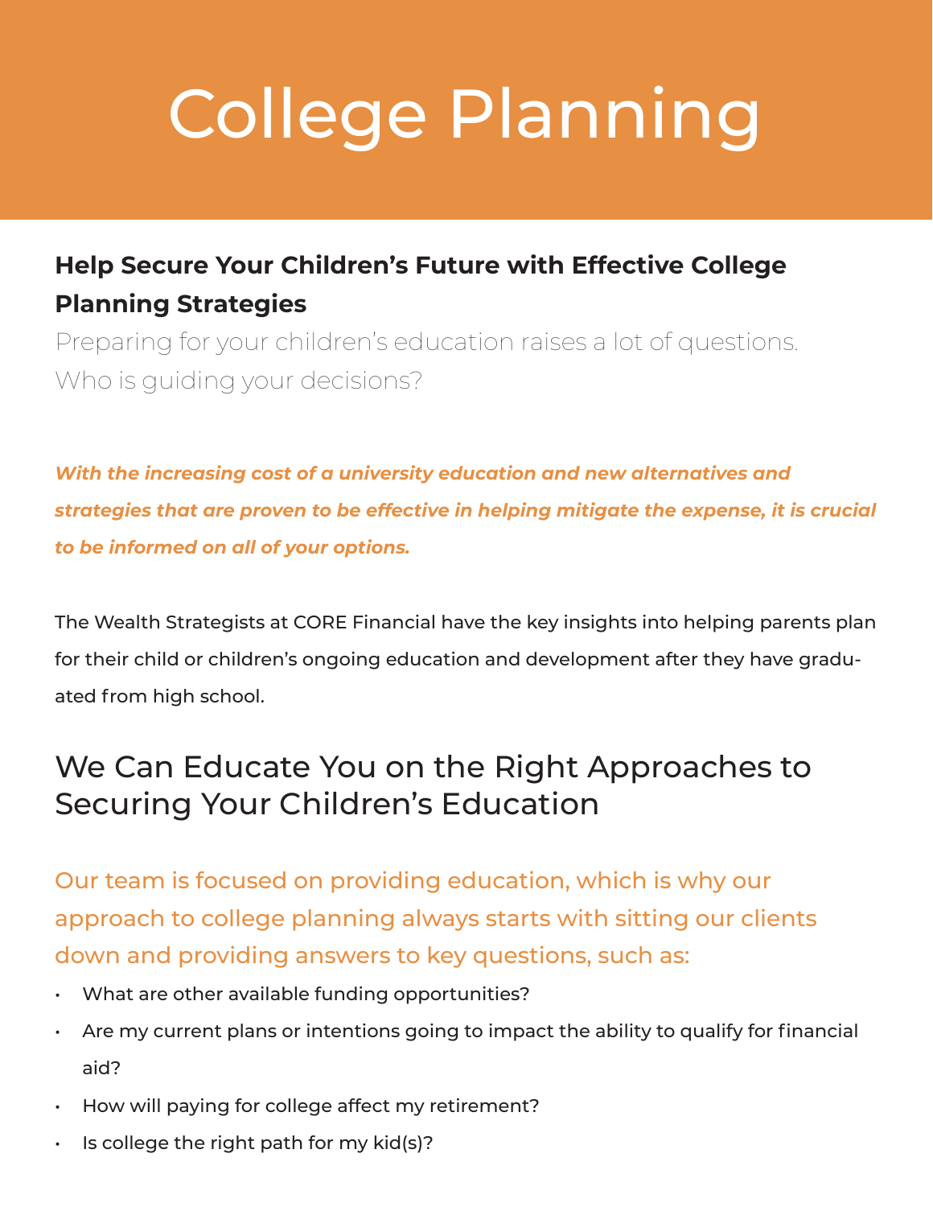# College Planning

## Help Secure Your Children's Future with Effective College Planning Strategies

Preparing for your children's education raises a lot of questions. Who is guiding your decisions?

***With the increasing cost of a university education and new alternatives and strategies that are proven to be effective in helping mitigate the expense, it is crucial to be informed on all of your options.***

The Wealth Strategists at CORE Financial have the key insights into helping parents plan for their child or children's ongoing education and development after they have graduated from high school.

## We Can Educate You on the Right Approaches to Securing Your Children's Education

Our team is focused on providing education, which is why our approach to college planning always starts with sitting our clients down and providing answers to key questions, such as:

- What are other available funding opportunities?
- Are my current plans or intentions going to impact the ability to qualify for financial aid?
- How will paying for college affect my retirement?
- Is college the right path for my kid(s)?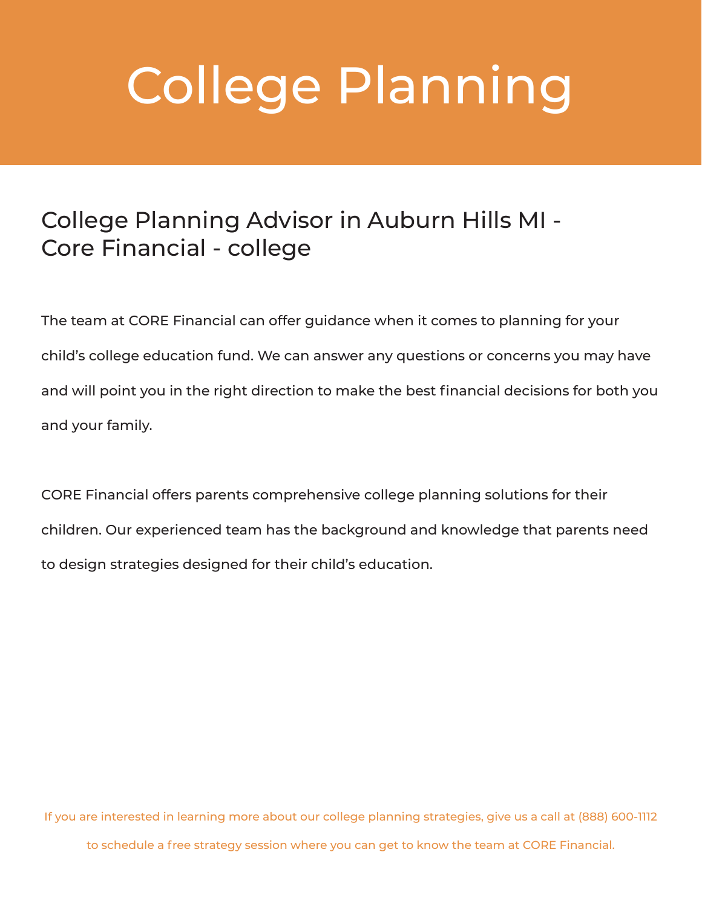# College Planning

## College Planning Advisor in Auburn Hills MI - Core Financial - college

The team at CORE Financial can offer guidance when it comes to planning for your child's college education fund. We can answer any questions or concerns you may have and will point you in the right direction to make the best financial decisions for both you and your family.

CORE Financial offers parents comprehensive college planning solutions for their children. Our experienced team has the background and knowledge that parents need to design strategies designed for their child's education.

If you are interested in learning more about our college planning strategies, give us a call at (888) 600-1112 to schedule a free strategy session where you can get to know the team at CORE Financial.